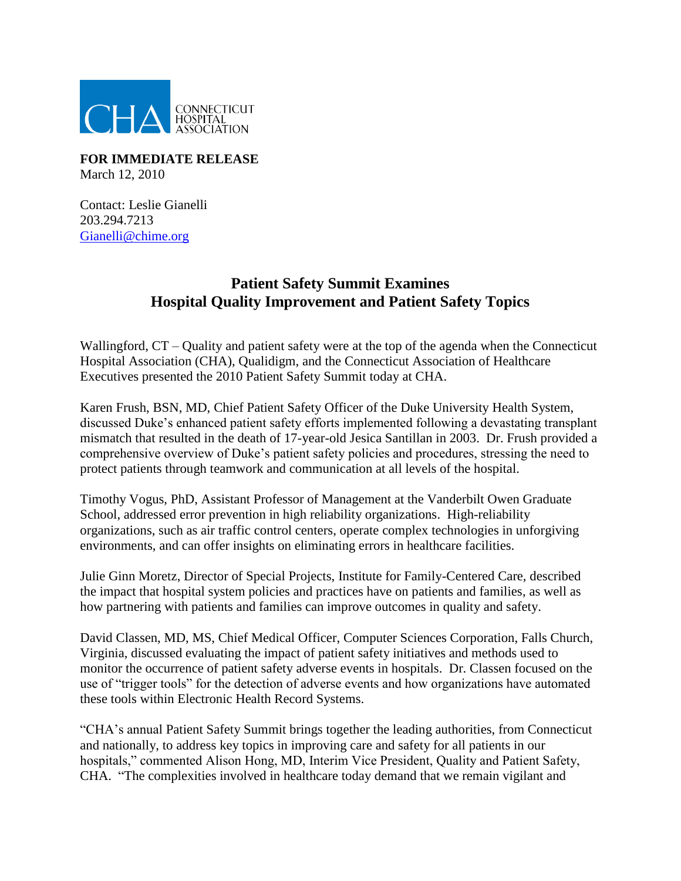CONNECTICUT HOSPITAL ASSOCIATION

**FOR IMMEDIATE RELEASE**
March 12, 2010

Contact: Leslie Gianelli
203.294.7213
Gianelli@chime.org

# Patient Safety Summit Examines Hospital Quality Improvement and Patient Safety Topics

Wallingford, CT – Quality and patient safety were at the top of the agenda when the Connecticut Hospital Association (CHA), Qualidigm, and the Connecticut Association of Healthcare Executives presented the 2010 Patient Safety Summit today at CHA.

Karen Frush, BSN, MD, Chief Patient Safety Officer of the Duke University Health System, discussed Duke's enhanced patient safety efforts implemented following a devastating transplant mismatch that resulted in the death of 17-year-old Jesica Santillan in 2003. Dr. Frush provided a comprehensive overview of Duke's patient safety policies and procedures, stressing the need to protect patients through teamwork and communication at all levels of the hospital.

Timothy Vogus, PhD, Assistant Professor of Management at the Vanderbilt Owen Graduate School, addressed error prevention in high reliability organizations. High-reliability organizations, such as air traffic control centers, operate complex technologies in unforgiving environments, and can offer insights on eliminating errors in healthcare facilities.

Julie Ginn Moretz, Director of Special Projects, Institute for Family-Centered Care, described the impact that hospital system policies and practices have on patients and families, as well as how partnering with patients and families can improve outcomes in quality and safety.

David Classen, MD, MS, Chief Medical Officer, Computer Sciences Corporation, Falls Church, Virginia, discussed evaluating the impact of patient safety initiatives and methods used to monitor the occurrence of patient safety adverse events in hospitals. Dr. Classen focused on the use of "trigger tools" for the detection of adverse events and how organizations have automated these tools within Electronic Health Record Systems.

"CHA's annual Patient Safety Summit brings together the leading authorities, from Connecticut and nationally, to address key topics in improving care and safety for all patients in our hospitals," commented Alison Hong, MD, Interim Vice President, Quality and Patient Safety, CHA. "The complexities involved in healthcare today demand that we remain vigilant and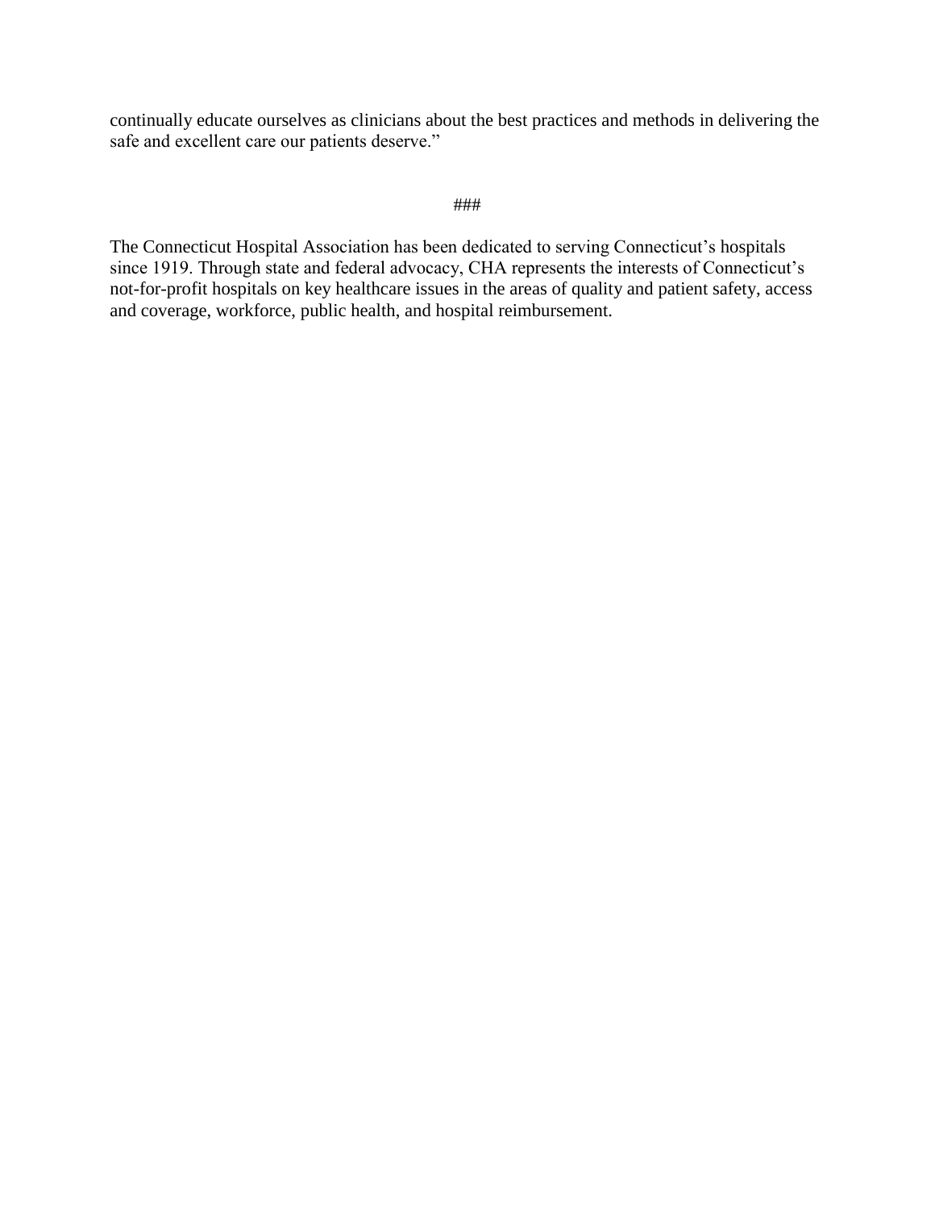continually educate ourselves as clinicians about the best practices and methods in delivering the safe and excellent care our patients deserve."

###

The Connecticut Hospital Association has been dedicated to serving Connecticut's hospitals since 1919. Through state and federal advocacy, CHA represents the interests of Connecticut's not-for-profit hospitals on key healthcare issues in the areas of quality and patient safety, access and coverage, workforce, public health, and hospital reimbursement.